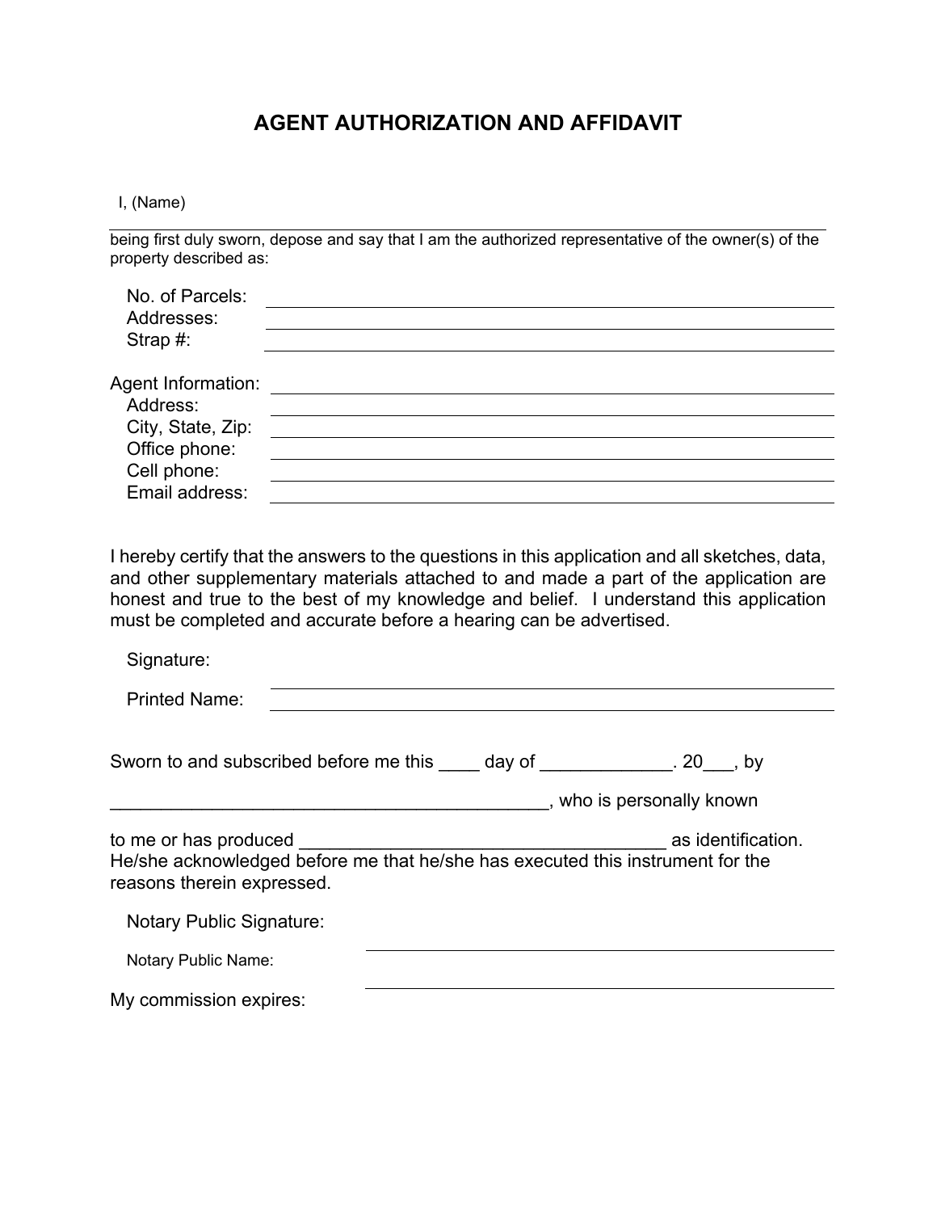# AGENT AUTHORIZATION AND AFFIDAVIT

I, (Name) ______________________________________________

being first duly sworn, depose and say that I am the authorized representative of the owner(s) of the property described as:

No. of Parcels: ______________________________
Addresses: ______________________________
Strap #: ______________________________

Agent Information: ______________________________
Address: ______________________________
City, State, Zip: ______________________________
Office phone: ______________________________
Cell phone: ______________________________
Email address: ______________________________

I hereby certify that the answers to the questions in this application and all sketches, data, and other supplementary materials attached to and made a part of the application are honest and true to the best of my knowledge and belief. I understand this application must be completed and accurate before a hearing can be advertised.

Signature: ______________________________

Printed Name: ______________________________

Sworn to and subscribed before me this ____ day of _____________. 20___, by

____________________________________________, who is personally known

to me or has produced ____________________________________ as identification. He/she acknowledged before me that he/she has executed this instrument for the reasons therein expressed.

Notary Public Signature: ______________________________

Notary Public Name: ______________________________

My commission expires: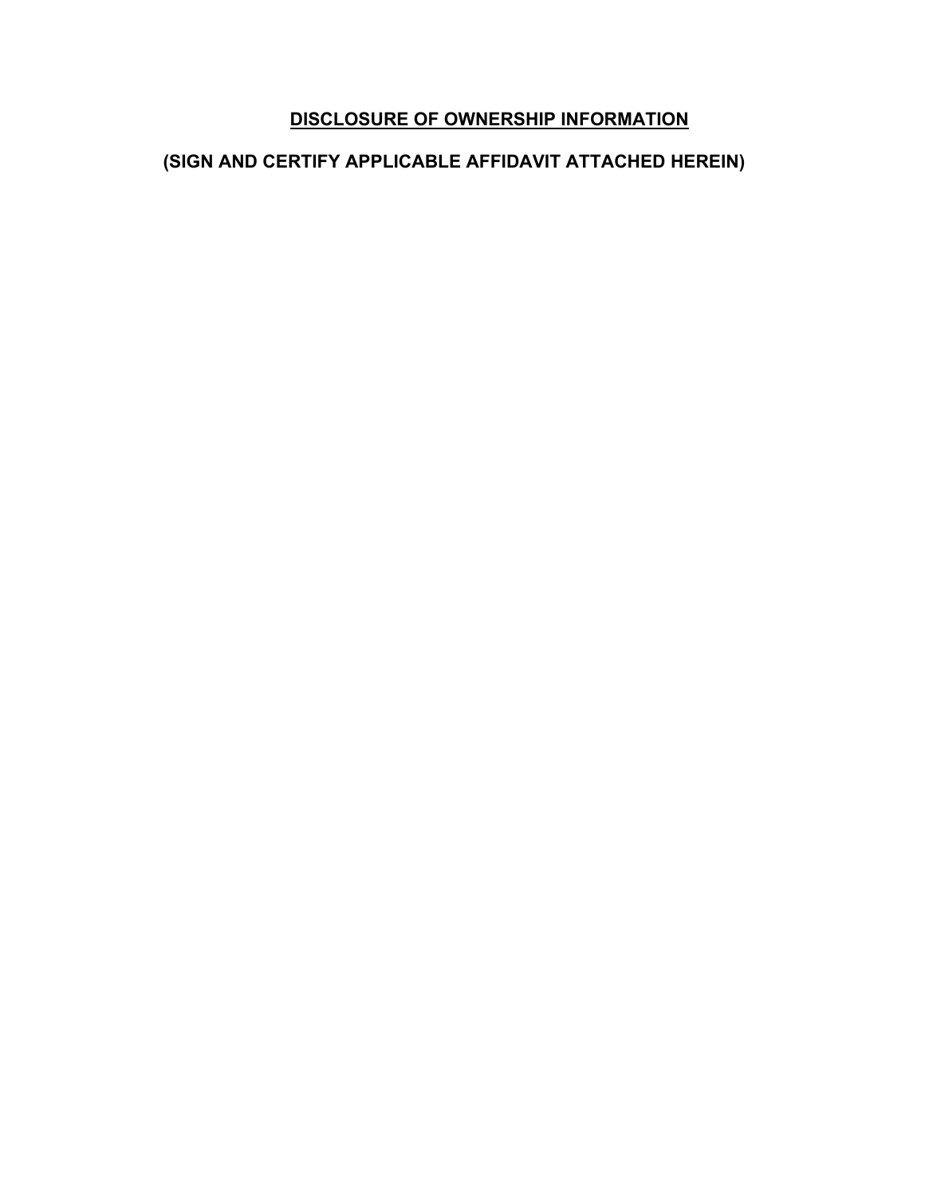## DISCLOSURE OF OWNERSHIP INFORMATION

**(SIGN AND CERTIFY APPLICABLE AFFIDAVIT ATTACHED HEREIN)**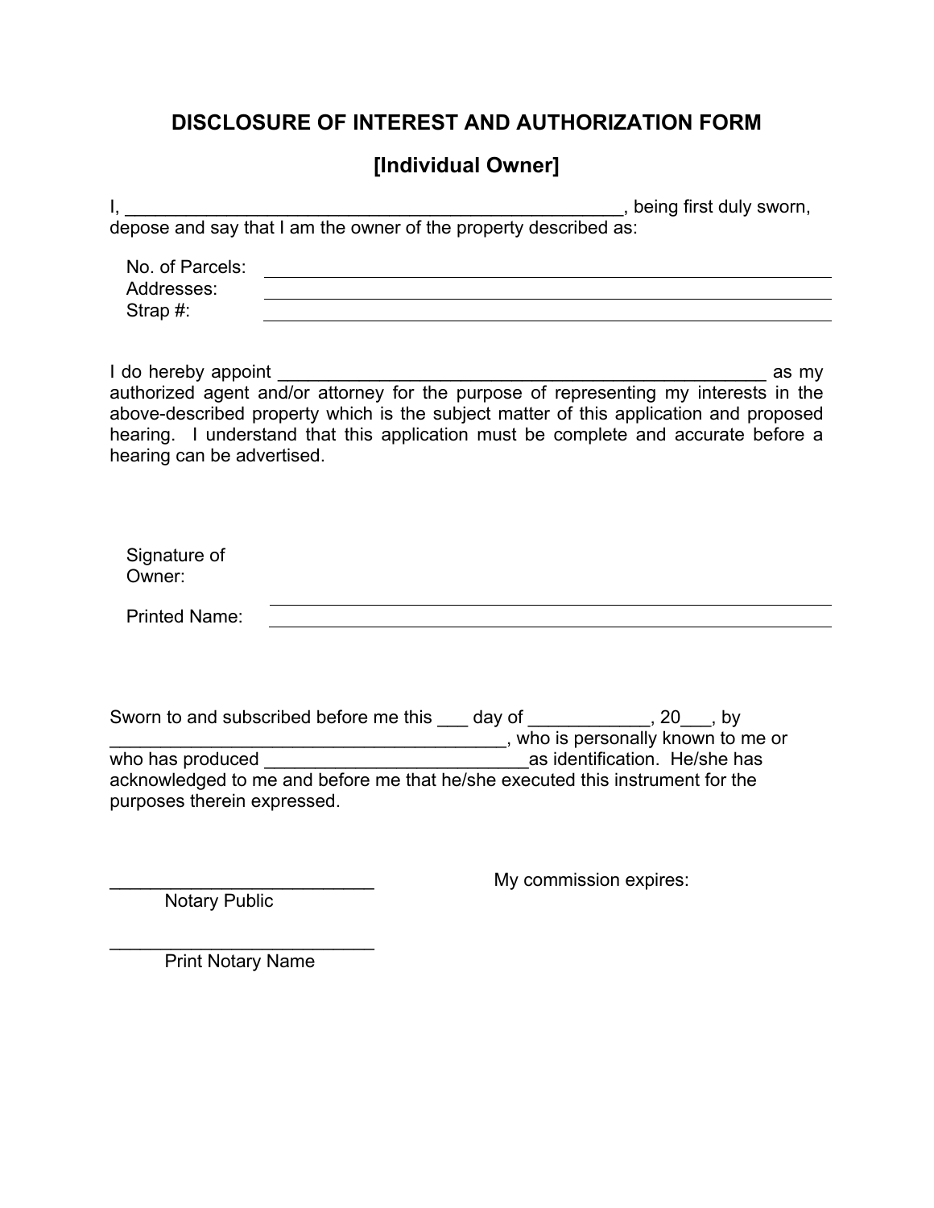# DISCLOSURE OF INTEREST AND AUTHORIZATION FORM

## [Individual Owner]

I, ___________________________________________________, being first duly sworn, depose and say that I am the owner of the property described as:

No. of Parcels: ____________________________________________

Addresses: ____________________________________________

Strap #: ____________________________________________

I do hereby appoint ___________________________________________________ as my authorized agent and/or attorney for the purpose of representing my interests in the above-described property which is the subject matter of this application and proposed hearing. I understand that this application must be complete and accurate before a hearing can be advertised.

Signature of Owner: ____________________________________________

Printed Name: ____________________________________________

Sworn to and subscribed before me this ___ day of ____________, 20___, by ________________________________________, who is personally known to me or who has produced __________________________as identification. He/she has acknowledged to me and before me that he/she executed this instrument for the purposes therein expressed.

__________________________
Notary Public

My commission expires:

__________________________
Print Notary Name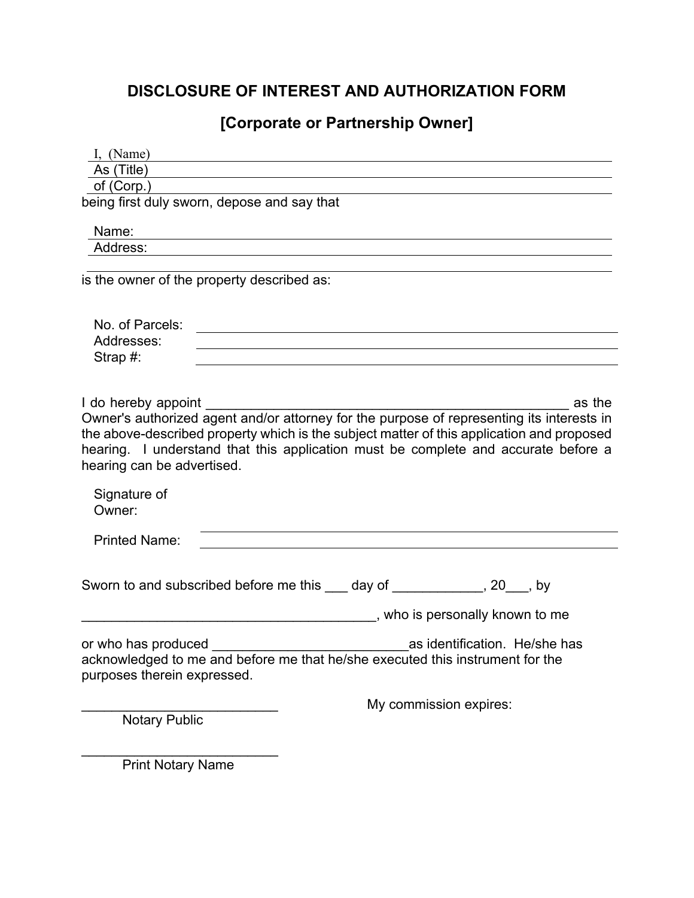# DISCLOSURE OF INTEREST AND AUTHORIZATION FORM

## [Corporate or Partnership Owner]

I, (Name) ______________________________

As (Title) ______________________________

of (Corp.) ______________________________

being first duly sworn, depose and say that

Name: ______________________________

Address: ______________________________

______________________________

is the owner of the property described as:

No. of Parcels: ______________________________

Addresses: ______________________________

Strap #: ______________________________

I do hereby appoint __________________________________________________ as the Owner's authorized agent and/or attorney for the purpose of representing its interests in the above-described property which is the subject matter of this application and proposed hearing. I understand that this application must be complete and accurate before a hearing can be advertised.

Signature of Owner: ______________________________

Printed Name: ______________________________

Sworn to and subscribed before me this ___ day of ____________, 20___, by

________________________________________, who is personally known to me

or who has produced __________________________as identification. He/she has acknowledged to me and before me that he/she executed this instrument for the purposes therein expressed.

__________________________
Notary Public

My commission expires:

__________________________
Print Notary Name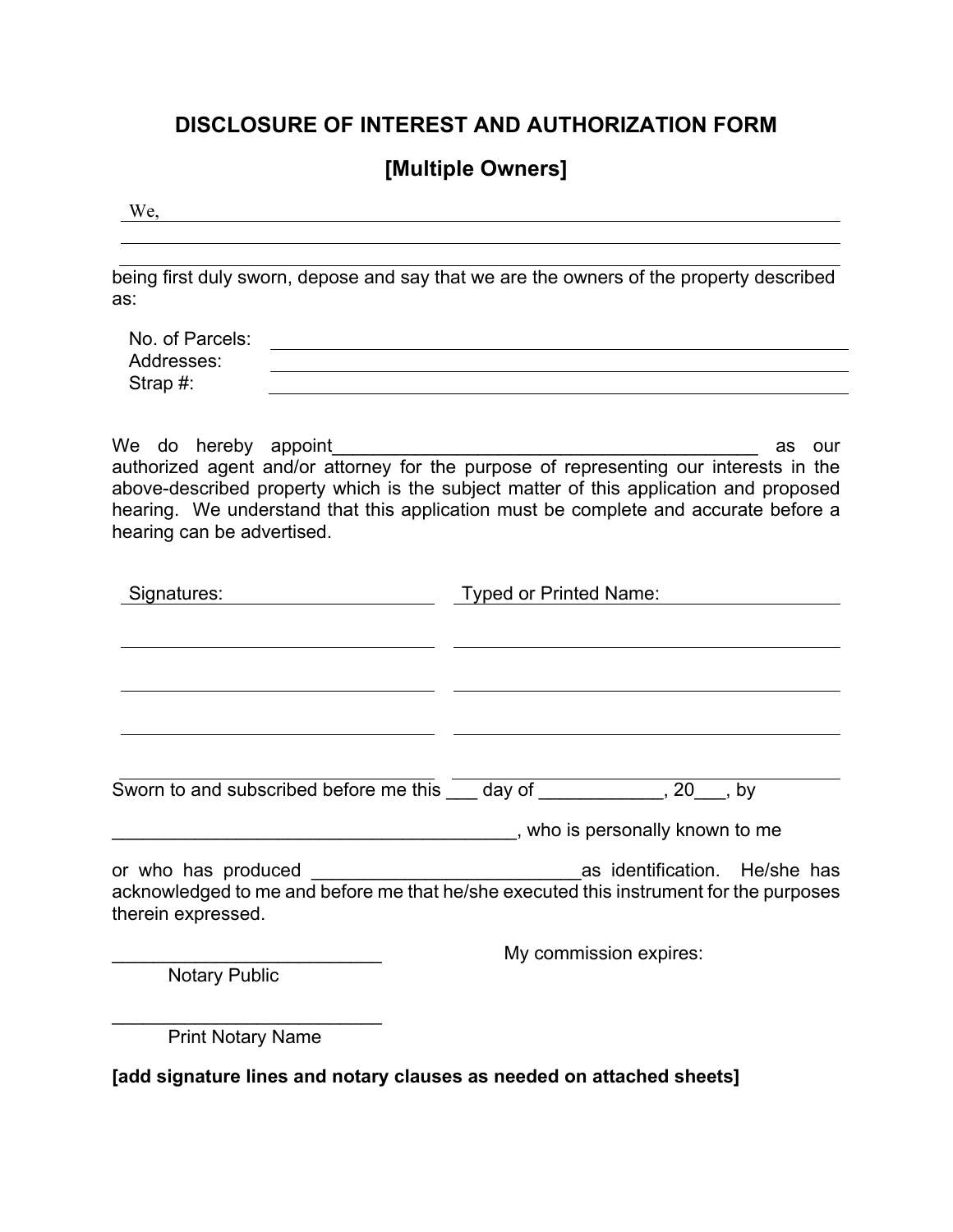## DISCLOSURE OF INTEREST AND AUTHORIZATION FORM

## [Multiple Owners]

We, ______________________________________________________________________

______________________________________________________________________

______________________________________________________________________

being first duly sworn, depose and say that we are the owners of the property described as:

No. of Parcels: ______________________________________________

Addresses: ______________________________________________

Strap #: ______________________________________________

We do hereby appoint_____________________________________________ as our authorized agent and/or attorney for the purpose of representing our interests in the above-described property which is the subject matter of this application and proposed hearing. We understand that this application must be complete and accurate before a hearing can be advertised.

| Signatures: | Typed or Printed Name: |
| --- | --- |
| | |
| | |
| | |
| | |

Sworn to and subscribed before me this ___ day of ____________, 20___, by

_________________________________________, who is personally known to me

or who has produced __________________________as identification. He/she has acknowledged to me and before me that he/she executed this instrument for the purposes therein expressed.

__________________________ My commission expires:
Notary Public

__________________________
Print Notary Name

**[add signature lines and notary clauses as needed on attached sheets]**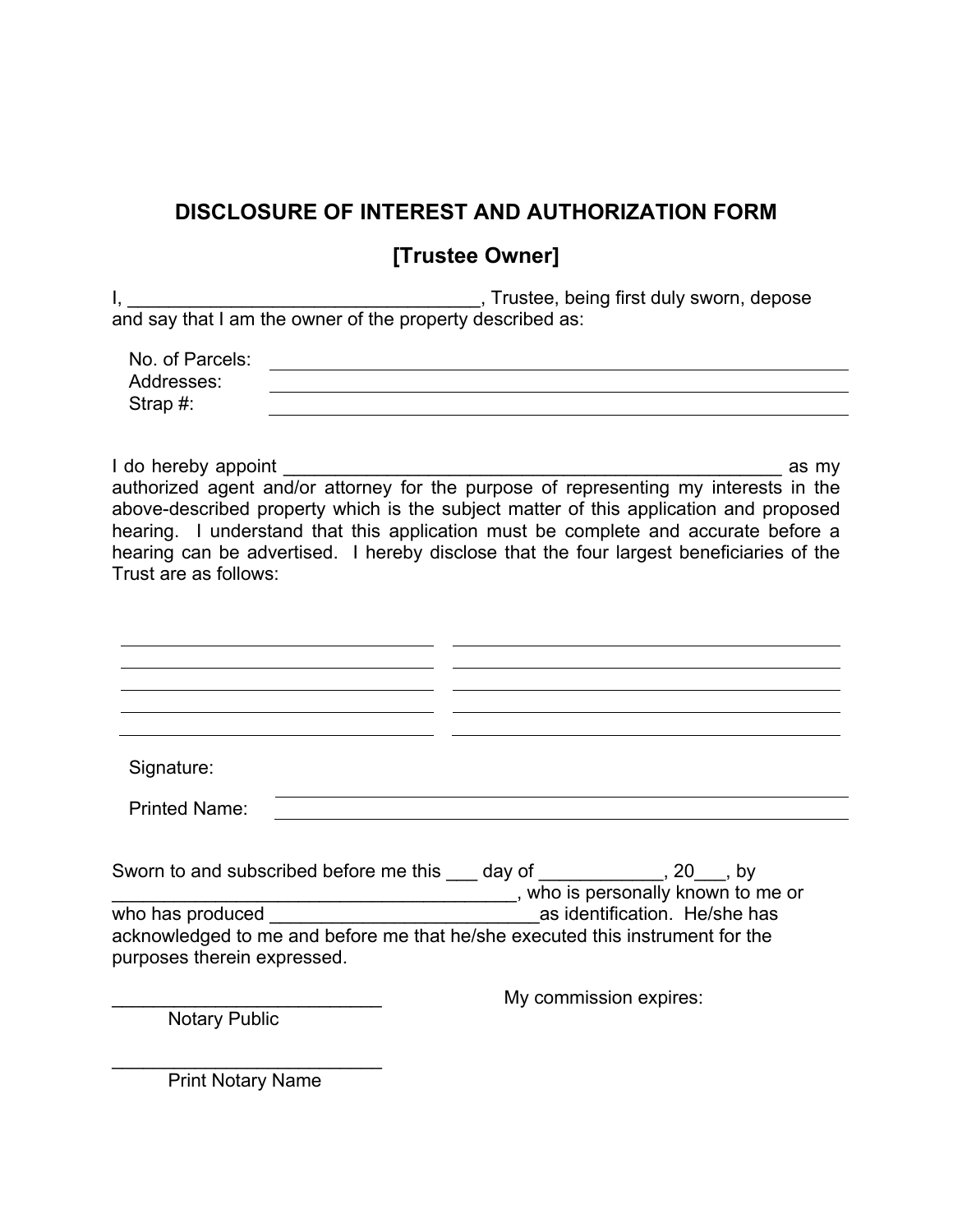# DISCLOSURE OF INTEREST AND AUTHORIZATION FORM

## [Trustee Owner]

I, ___________________________________, Trustee, being first duly sworn, depose and say that I am the owner of the property described as:

No. of Parcels: ______________________________________________

Addresses: ______________________________________________

Strap #: ______________________________________________

I do hereby appoint ___________________________________________________ as my authorized agent and/or attorney for the purpose of representing my interests in the above-described property which is the subject matter of this application and proposed hearing. I understand that this application must be complete and accurate before a hearing can be advertised. I hereby disclose that the four largest beneficiaries of the Trust are as follows:

_______________________________ _______________________________

_______________________________ _______________________________

_______________________________ _______________________________

_______________________________ _______________________________

_______________________________ _______________________________

Signature: ______________________________________________

Printed Name: ______________________________________________

Sworn to and subscribed before me this ___ day of ____________, 20___, by ________________________________________, who is personally known to me or who has produced __________________________as identification. He/she has acknowledged to me and before me that he/she executed this instrument for the purposes therein expressed.

__________________________ 
Notary Public

My commission expires:

__________________________ 
Print Notary Name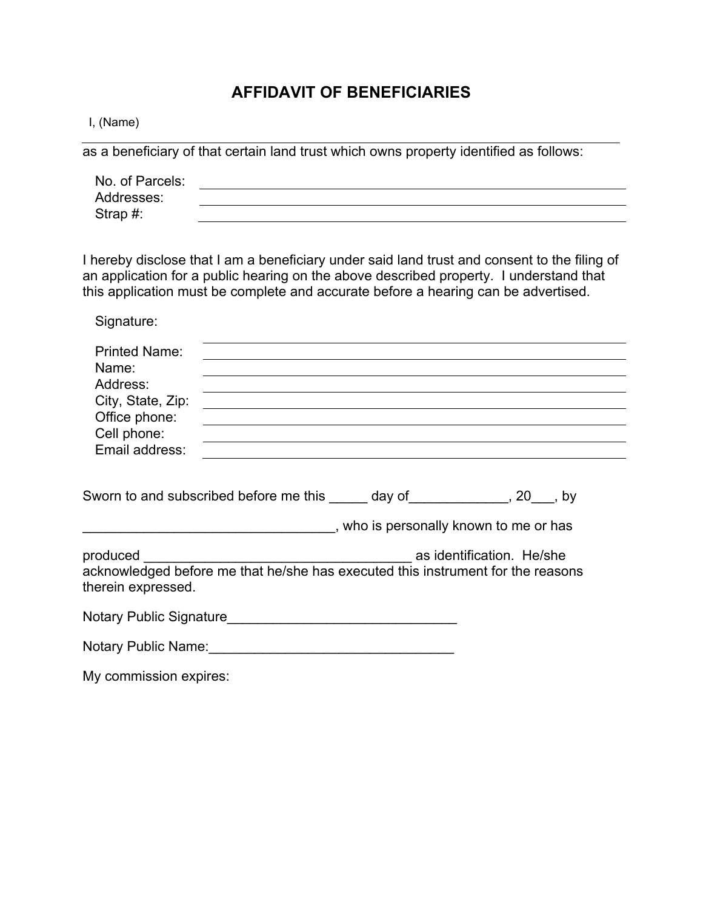# AFFIDAVIT OF BENEFICIARIES

I, (Name)

_______________________________________________________________

as a beneficiary of that certain land trust which owns property identified as follows:

No. of Parcels: _______________________________________________

Addresses: _______________________________________________

Strap #: _______________________________________________

I hereby disclose that I am a beneficiary under said land trust and consent to the filing of an application for a public hearing on the above described property. I understand that this application must be complete and accurate before a hearing can be advertised.

Signature: _______________________________________________

Printed Name: _______________________________________________

Name: _______________________________________________

Address: _______________________________________________

City, State, Zip: _______________________________________________

Office phone: _______________________________________________

Cell phone: _______________________________________________

Email address: _______________________________________________

Sworn to and subscribed before me this _____ day of_____________, 20___, by

_________________________________, who is personally known to me or has

produced ___________________________________ as identification. He/she acknowledged before me that he/she has executed this instrument for the reasons therein expressed.

Notary Public Signature______________________________

Notary Public Name:________________________________

My commission expires: